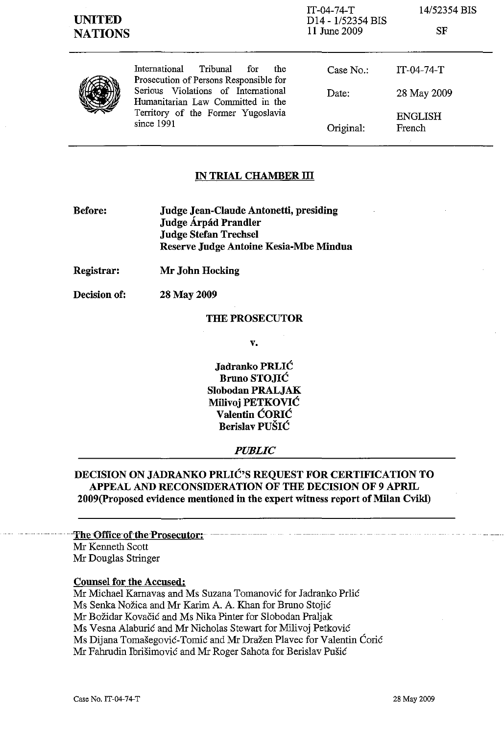**UNITED NATIONS**

IT-04-74-T
D14 - 1/52354 BIS
11 June 2009

14/52354 BIS

SF

International Tribunal for the Prosecution of Persons Responsible for Serious Violations of International Humanitarian Law Committed in the Territory of the Former Yugoslavia since 1991

| | |
|---|---|
| Case No.: | IT-04-74-T |
| Date: | 28 May 2009 |
| Original: | ENGLISH French |

## IN TRIAL CHAMBER III

**Before:** **Judge Jean-Claude Antonetti, presiding**
**Judge Árpád Prandler**
**Judge Stefan Trechsel**
**Reserve Judge Antoine Kesia-Mbe Mindua**

**Registrar:** **Mr John Hocking**

**Decision of:** **28 May 2009**

**THE PROSECUTOR**

**v.**

**Jadranko PRLIĆ**
**Bruno STOJIĆ**
**Slobodan PRALJAK**
**Milivoj PETKOVIĆ**
**Valentin ĆORIĆ**
**Berislav PUŠIĆ**

***PUBLIC***

## DECISION ON JADRANKO PRLIĆ'S REQUEST FOR CERTIFICATION TO APPEAL AND RECONSIDERATION OF THE DECISION OF 9 APRIL 2009(Proposed evidence mentioned in the expert witness report of Milan Cvikl)

**The Office of the Prosecutor:**
Mr Kenneth Scott
Mr Douglas Stringer

**Counsel for the Accused:**
Mr Michael Karnavas and Ms Suzana Tomanović for Jadranko Prlić
Ms Senka Nožica and Mr Karim A. A. Khan for Bruno Stojić
Mr Božidar Kovačić and Ms Nika Pinter for Slobodan Praljak
Ms Vesna Alaburić and Mr Nicholas Stewart for Milivoj Petković
Ms Dijana Tomašegović-Tomić and Mr Dražen Plavec for Valentin Ćorić
Mr Fahrudin Ibrišimović and Mr Roger Sahota for Berislav Pušić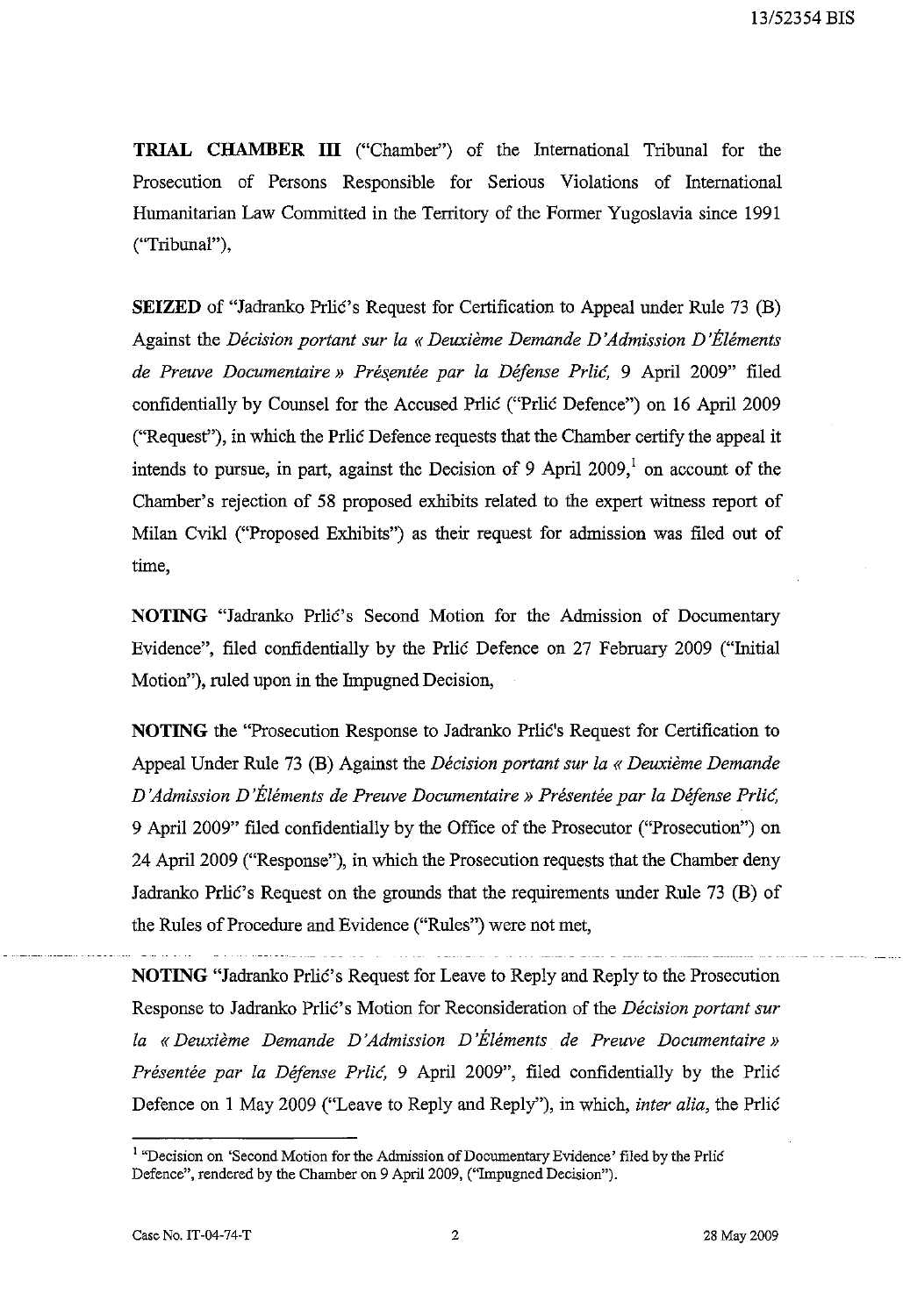**TRIAL CHAMBER III** ("Chamber") of the International Tribunal for the Prosecution of Persons Responsible for Serious Violations of International Humanitarian Law Committed in the Territory of the Former Yugoslavia since 1991 ("Tribunal"),

**SEIZED** of "Jadranko Prlić's Request for Certification to Appeal under Rule 73 (B) Against the *Décision portant sur la « Deuxième Demande D'Admission D'Éléments de Preuve Documentaire » Présentée par la Défense Prlić*, 9 April 2009" filed confidentially by Counsel for the Accused Prlić ("Prlić Defence") on 16 April 2009 ("Request"), in which the Prlić Defence requests that the Chamber certify the appeal it intends to pursue, in part, against the Decision of 9 April 2009,[1] on account of the Chamber's rejection of 58 proposed exhibits related to the expert witness report of Milan Cvikl ("Proposed Exhibits") as their request for admission was filed out of time,

**NOTING** "Jadranko Prlić's Second Motion for the Admission of Documentary Evidence", filed confidentially by the Prlić Defence on 27 February 2009 ("Initial Motion"), ruled upon in the Impugned Decision,

**NOTING** the "Prosecution Response to Jadranko Prlić's Request for Certification to Appeal Under Rule 73 (B) Against the *Décision portant sur la « Deuxième Demande D'Admission D'Éléments de Preuve Documentaire » Présentée par la Défense Prlić*, 9 April 2009" filed confidentially by the Office of the Prosecutor ("Prosecution") on 24 April 2009 ("Response"), in which the Prosecution requests that the Chamber deny Jadranko Prlić's Request on the grounds that the requirements under Rule 73 (B) of the Rules of Procedure and Evidence ("Rules") were not met,

**NOTING** "Jadranko Prlić's Request for Leave to Reply and Reply to the Prosecution Response to Jadranko Prlić's Motion for Reconsideration of the *Décision portant sur la « Deuxième Demande D'Admission D'Éléments de Preuve Documentaire » Présentée par la Défense Prlić*, 9 April 2009", filed confidentially by the Prlić Defence on 1 May 2009 ("Leave to Reply and Reply"), in which, *inter alia*, the Prlić

---

[1] "Decision on 'Second Motion for the Admission of Documentary Evidence' filed by the Prlić Defence", rendered by the Chamber on 9 April 2009, ("Impugned Decision").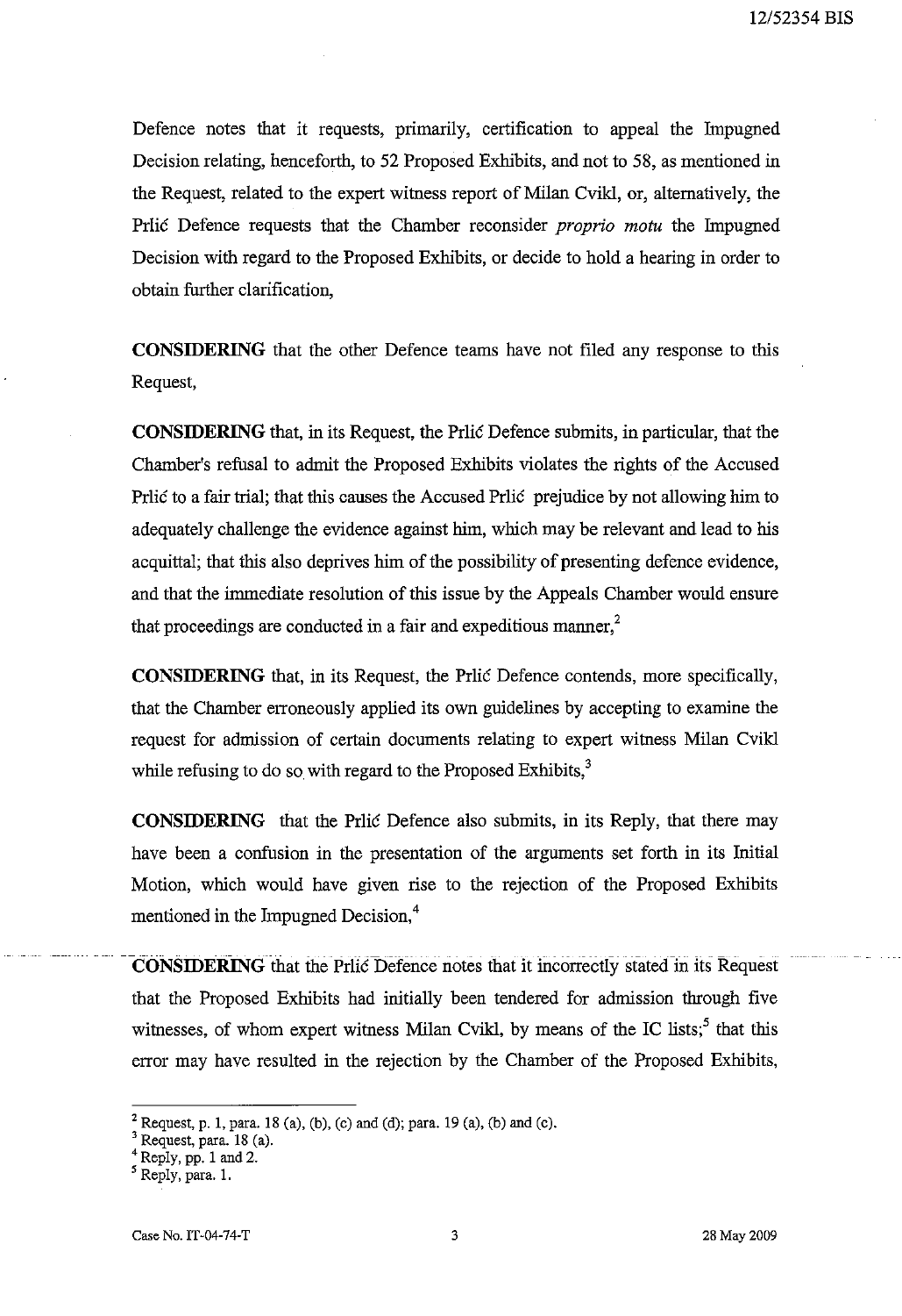Defence notes that it requests, primarily, certification to appeal the Impugned Decision relating, henceforth, to 52 Proposed Exhibits, and not to 58, as mentioned in the Request, related to the expert witness report of Milan Cvikl, or, alternatively, the Prlić Defence requests that the Chamber reconsider *proprio motu* the Impugned Decision with regard to the Proposed Exhibits, or decide to hold a hearing in order to obtain further clarification,

**CONSIDERING** that the other Defence teams have not filed any response to this Request,

**CONSIDERING** that, in its Request, the Prlić Defence submits, in particular, that the Chamber's refusal to admit the Proposed Exhibits violates the rights of the Accused Prlić to a fair trial; that this causes the Accused Prlić prejudice by not allowing him to adequately challenge the evidence against him, which may be relevant and lead to his acquittal; that this also deprives him of the possibility of presenting defence evidence, and that the immediate resolution of this issue by the Appeals Chamber would ensure that proceedings are conducted in a fair and expeditious manner,[2]

**CONSIDERING** that, in its Request, the Prlić Defence contends, more specifically, that the Chamber erroneously applied its own guidelines by accepting to examine the request for admission of certain documents relating to expert witness Milan Cvikl while refusing to do so with regard to the Proposed Exhibits,[3]

**CONSIDERING** that the Prlić Defence also submits, in its Reply, that there may have been a confusion in the presentation of the arguments set forth in its Initial Motion, which would have given rise to the rejection of the Proposed Exhibits mentioned in the Impugned Decision,[4]

**CONSIDERING** that the Prlić Defence notes that it incorrectly stated in its Request that the Proposed Exhibits had initially been tendered for admission through five witnesses, of whom expert witness Milan Cvikl, by means of the IC lists;[5] that this error may have resulted in the rejection by the Chamber of the Proposed Exhibits,

---

[2] Request, p. 1, para. 18 (a), (b), (c) and (d); para. 19 (a), (b) and (c).

[3] Request, para. 18 (a).

[4] Reply, pp. 1 and 2.

[5] Reply, para. 1.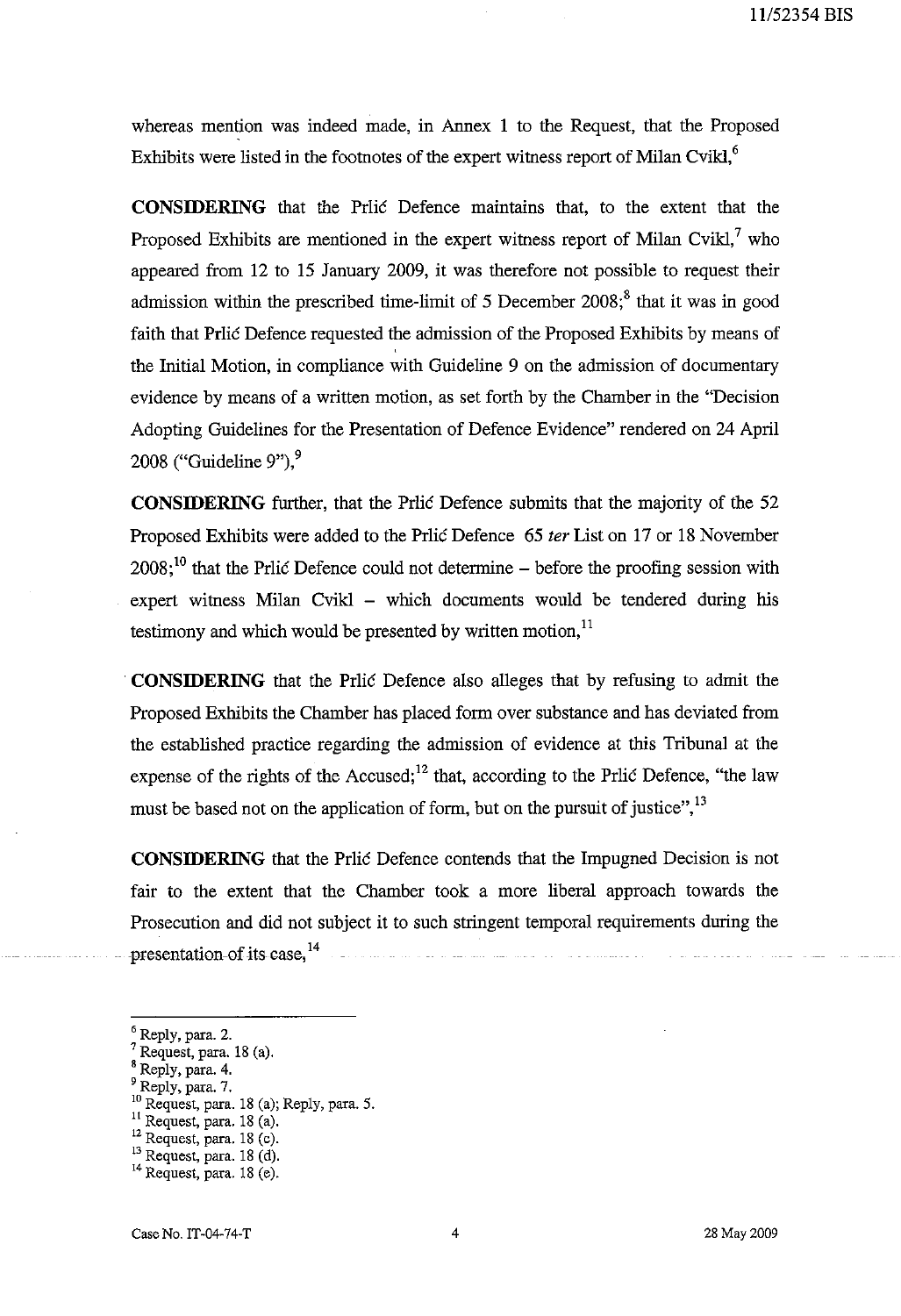whereas mention was indeed made, in Annex 1 to the Request, that the Proposed Exhibits were listed in the footnotes of the expert witness report of Milan Cvikl,[6]

**CONSIDERING** that the Prlić Defence maintains that, to the extent that the Proposed Exhibits are mentioned in the expert witness report of Milan Cvikl,[7] who appeared from 12 to 15 January 2009, it was therefore not possible to request their admission within the prescribed time-limit of 5 December 2008;[8] that it was in good faith that Prlić Defence requested the admission of the Proposed Exhibits by means of the Initial Motion, in compliance with Guideline 9 on the admission of documentary evidence by means of a written motion, as set forth by the Chamber in the "Decision Adopting Guidelines for the Presentation of Defence Evidence" rendered on 24 April 2008 ("Guideline 9"),[9]

**CONSIDERING** further, that the Prlić Defence submits that the majority of the 52 Proposed Exhibits were added to the Prlić Defence 65 *ter* List on 17 or 18 November 2008;[10] that the Prlić Defence could not determine – before the proofing session with expert witness Milan Cvikl – which documents would be tendered during his testimony and which would be presented by written motion,[11]

**CONSIDERING** that the Prlić Defence also alleges that by refusing to admit the Proposed Exhibits the Chamber has placed form over substance and has deviated from the established practice regarding the admission of evidence at this Tribunal at the expense of the rights of the Accused;[12] that, according to the Prlić Defence, "the law must be based not on the application of form, but on the pursuit of justice",[13]

**CONSIDERING** that the Prlić Defence contends that the Impugned Decision is not fair to the extent that the Chamber took a more liberal approach towards the Prosecution and did not subject it to such stringent temporal requirements during the presentation of its case,[14]

---

[6] Reply, para. 2.
[7] Request, para. 18 (a).
[8] Reply, para. 4.
[9] Reply, para. 7.
[10] Request, para. 18 (a); Reply, para. 5.
[11] Request, para. 18 (a).
[12] Request, para. 18 (c).
[13] Request, para. 18 (d).
[14] Request, para. 18 (e).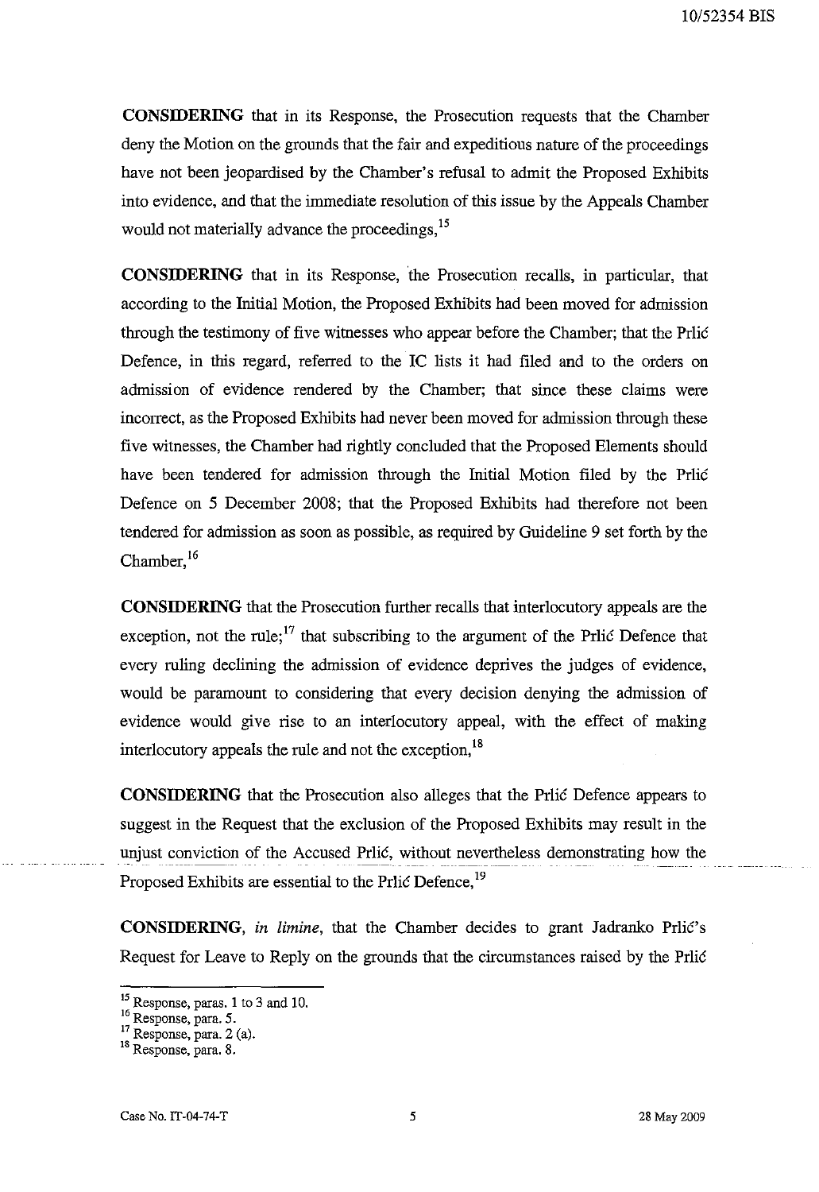**CONSIDERING** that in its Response, the Prosecution requests that the Chamber deny the Motion on the grounds that the fair and expeditious nature of the proceedings have not been jeopardised by the Chamber's refusal to admit the Proposed Exhibits into evidence, and that the immediate resolution of this issue by the Appeals Chamber would not materially advance the proceedings,[15]

**CONSIDERING** that in its Response, the Prosecution recalls, in particular, that according to the Initial Motion, the Proposed Exhibits had been moved for admission through the testimony of five witnesses who appear before the Chamber; that the Prlić Defence, in this regard, referred to the IC lists it had filed and to the orders on admission of evidence rendered by the Chamber; that since these claims were incorrect, as the Proposed Exhibits had never been moved for admission through these five witnesses, the Chamber had rightly concluded that the Proposed Elements should have been tendered for admission through the Initial Motion filed by the Prlić Defence on 5 December 2008; that the Proposed Exhibits had therefore not been tendered for admission as soon as possible, as required by Guideline 9 set forth by the Chamber,[16]

**CONSIDERING** that the Prosecution further recalls that interlocutory appeals are the exception, not the rule;[17] that subscribing to the argument of the Prlić Defence that every ruling declining the admission of evidence deprives the judges of evidence, would be paramount to considering that every decision denying the admission of evidence would give rise to an interlocutory appeal, with the effect of making interlocutory appeals the rule and not the exception,[18]

**CONSIDERING** that the Prosecution also alleges that the Prlić Defence appears to suggest in the Request that the exclusion of the Proposed Exhibits may result in the unjust conviction of the Accused Prlić, without nevertheless demonstrating how the Proposed Exhibits are essential to the Prlić Defence,[19]

**CONSIDERING**, *in limine*, that the Chamber decides to grant Jadranko Prlić's Request for Leave to Reply on the grounds that the circumstances raised by the Prlić

---

[15] Response, paras. 1 to 3 and 10.
[16] Response, para. 5.
[17] Response, para. 2 (a).
[18] Response, para. 8.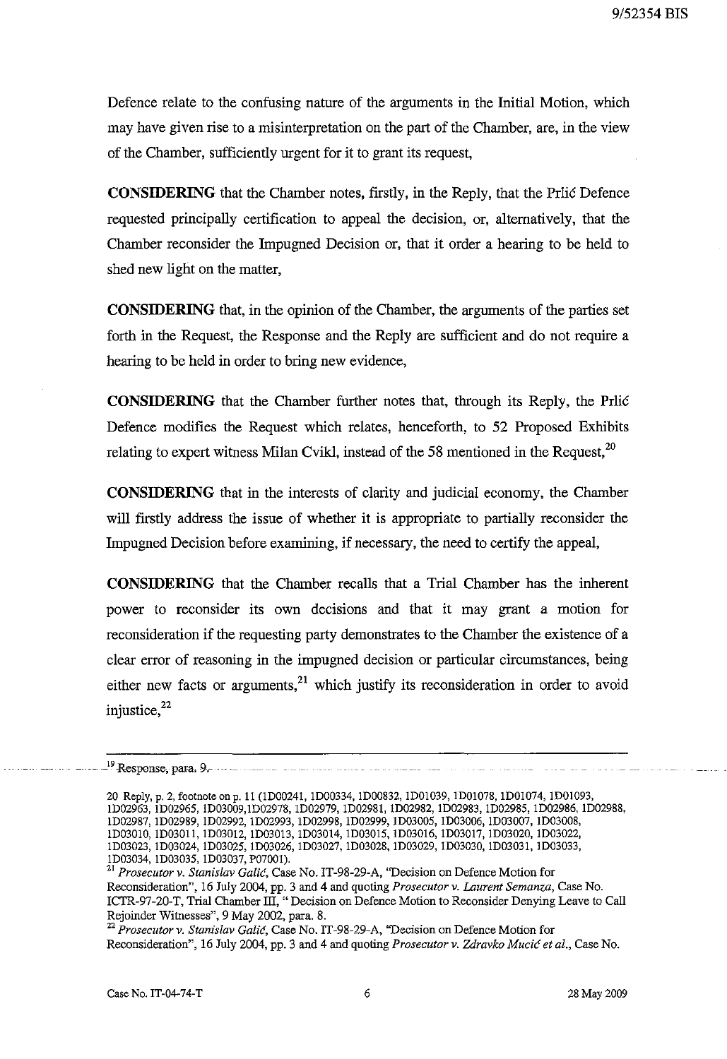Defence relate to the confusing nature of the arguments in the Initial Motion, which may have given rise to a misinterpretation on the part of the Chamber, are, in the view of the Chamber, sufficiently urgent for it to grant its request,

**CONSIDERING** that the Chamber notes, firstly, in the Reply, that the Prlić Defence requested principally certification to appeal the decision, or, alternatively, that the Chamber reconsider the Impugned Decision or, that it order a hearing to be held to shed new light on the matter,

**CONSIDERING** that, in the opinion of the Chamber, the arguments of the parties set forth in the Request, the Response and the Reply are sufficient and do not require a hearing to be held in order to bring new evidence,

**CONSIDERING** that the Chamber further notes that, through its Reply, the Prlić Defence modifies the Request which relates, henceforth, to 52 Proposed Exhibits relating to expert witness Milan Cvikl, instead of the 58 mentioned in the Request,[20]

**CONSIDERING** that in the interests of clarity and judicial economy, the Chamber will firstly address the issue of whether it is appropriate to partially reconsider the Impugned Decision before examining, if necessary, the need to certify the appeal,

**CONSIDERING** that the Chamber recalls that a Trial Chamber has the inherent power to reconsider its own decisions and that it may grant a motion for reconsideration if the requesting party demonstrates to the Chamber the existence of a clear error of reasoning in the impugned decision or particular circumstances, being either new facts or arguments,[21] which justify its reconsideration in order to avoid injustice,[22]

---

[19] Response, para. 9.

[20] Reply, p. 2, footnote on p. 11 (1D00241, 1D00334, 1D00832, 1D01039, 1D01078, 1D01074, 1D01093, 1D02963, 1D02965, 1D03009,1D02978, 1D02979, 1D02981, 1D02982, 1D02983, 1D02985, 1D02986, 1D02988, 1D02987, 1D02989, 1D02992, 1D02993, 1D02998, 1D02999, 1D03005, 1D03006, 1D03007, 1D03008, 1D03010, 1D03011, 1D03012, 1D03013, 1D03014, 1D03015, 1D03016, 1D03017, 1D03020, 1D03022, 1D03023, 1D03024, 1D03025, 1D03026, 1D03027, 1D03028, 1D03029, 1D03030, 1D03031, 1D03033, 1D03034, 1D03035, 1D03037, P07001).

[21] *Prosecutor v. Stanislav Galić*, Case No. IT-98-29-A, "Decision on Defence Motion for Reconsideration", 16 July 2004, pp. 3 and 4 and quoting *Prosecutor v. Laurent Semanza*, Case No. ICTR-97-20-T, Trial Chamber III, " Decision on Defence Motion to Reconsider Denying Leave to Call Rejoinder Witnesses", 9 May 2002, para. 8.

[22] *Prosecutor v. Stanislav Galić*, Case No. IT-98-29-A, "Decision on Defence Motion for Reconsideration", 16 July 2004, pp. 3 and 4 and quoting *Prosecutor v. Zdravko Mucić et al.*, Case No.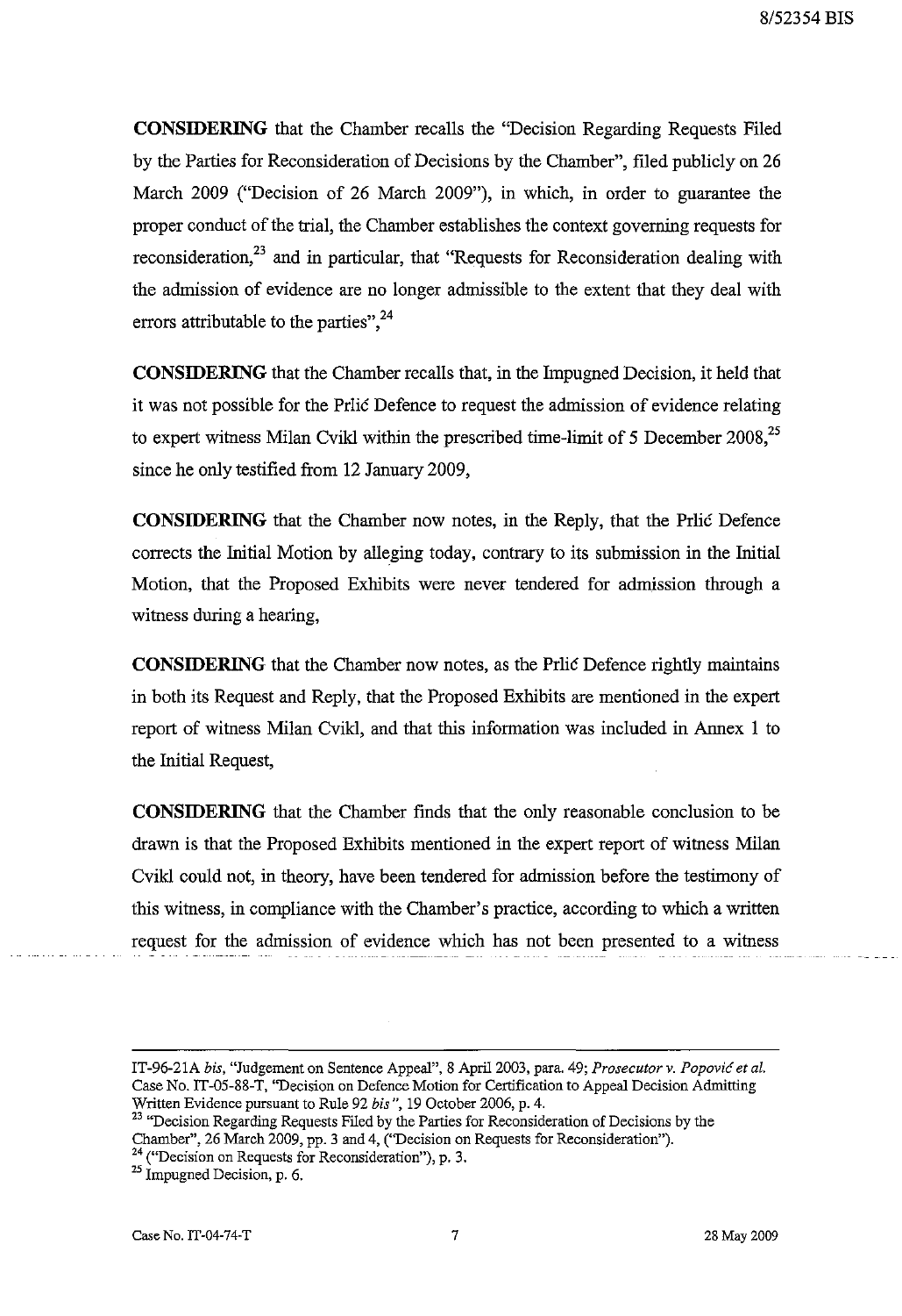**CONSIDERING** that the Chamber recalls the "Decision Regarding Requests Filed by the Parties for Reconsideration of Decisions by the Chamber", filed publicly on 26 March 2009 ("Decision of 26 March 2009"), in which, in order to guarantee the proper conduct of the trial, the Chamber establishes the context governing requests for reconsideration,[23] and in particular, that "Requests for Reconsideration dealing with the admission of evidence are no longer admissible to the extent that they deal with errors attributable to the parties",[24]

**CONSIDERING** that the Chamber recalls that, in the Impugned Decision, it held that it was not possible for the Prlić Defence to request the admission of evidence relating to expert witness Milan Cvikl within the prescribed time-limit of 5 December 2008,[25] since he only testified from 12 January 2009,

**CONSIDERING** that the Chamber now notes, in the Reply, that the Prlić Defence corrects the Initial Motion by alleging today, contrary to its submission in the Initial Motion, that the Proposed Exhibits were never tendered for admission through a witness during a hearing,

**CONSIDERING** that the Chamber now notes, as the Prlić Defence rightly maintains in both its Request and Reply, that the Proposed Exhibits are mentioned in the expert report of witness Milan Cvikl, and that this information was included in Annex 1 to the Initial Request,

**CONSIDERING** that the Chamber finds that the only reasonable conclusion to be drawn is that the Proposed Exhibits mentioned in the expert report of witness Milan Cvikl could not, in theory, have been tendered for admission before the testimony of this witness, in compliance with the Chamber's practice, according to which a written request for the admission of evidence which has not been presented to a witness

---

IT-96-21A *bis*, "Judgement on Sentence Appeal", 8 April 2003, para. 49; *Prosecutor v. Popović et al.* Case No. IT-05-88-T, "Decision on Defence Motion for Certification to Appeal Decision Admitting Written Evidence pursuant to Rule 92 *bis* ", 19 October 2006, p. 4.

[23] "Decision Regarding Requests Filed by the Parties for Reconsideration of Decisions by the Chamber", 26 March 2009, pp. 3 and 4, ("Decision on Requests for Reconsideration").

[24] ("Decision on Requests for Reconsideration"), p. 3.

[25] Impugned Decision, p. 6.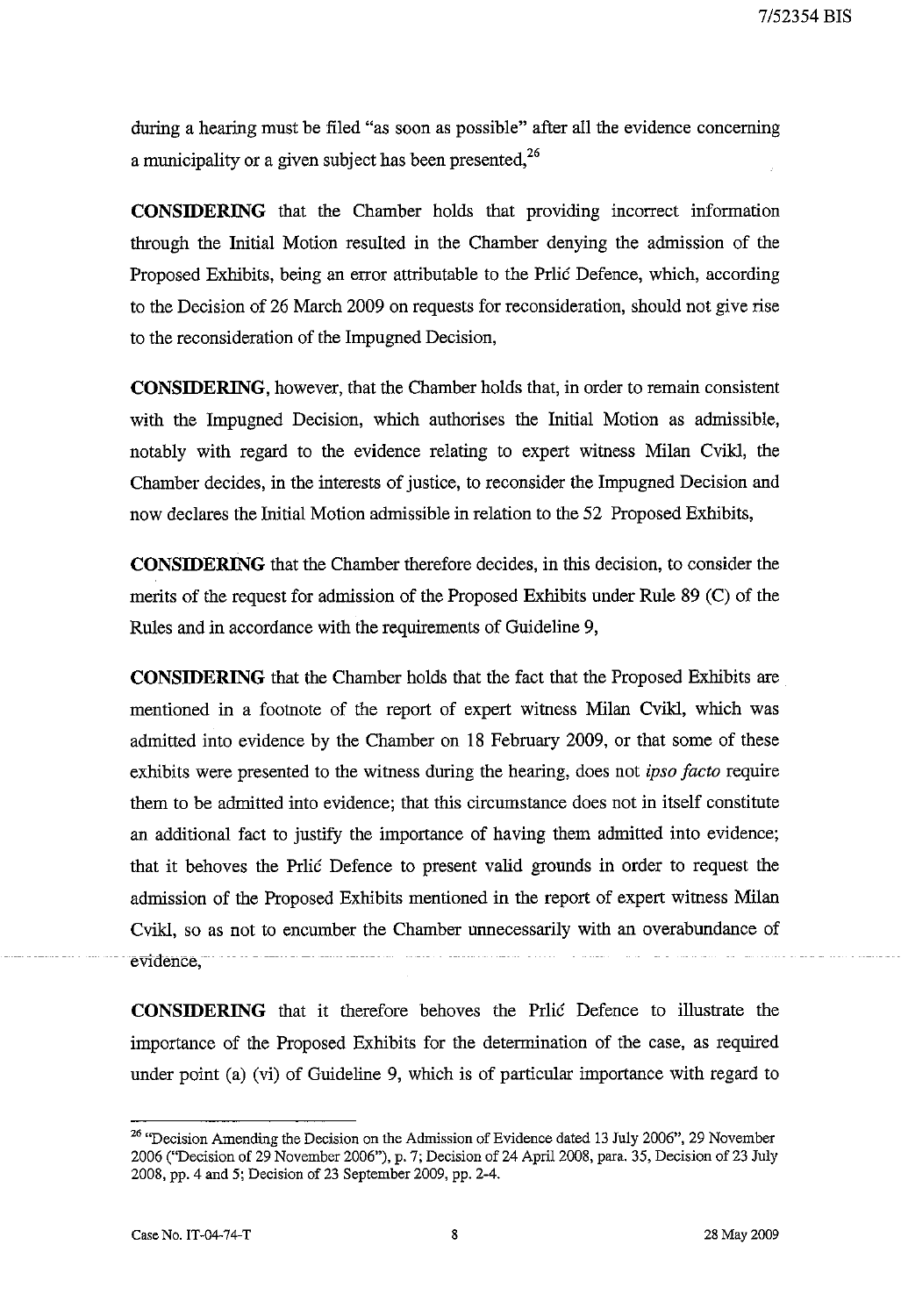during a hearing must be filed "as soon as possible" after all the evidence concerning a municipality or a given subject has been presented,[26]

**CONSIDERING** that the Chamber holds that providing incorrect information through the Initial Motion resulted in the Chamber denying the admission of the Proposed Exhibits, being an error attributable to the Prlić Defence, which, according to the Decision of 26 March 2009 on requests for reconsideration, should not give rise to the reconsideration of the Impugned Decision,

**CONSIDERING**, however, that the Chamber holds that, in order to remain consistent with the Impugned Decision, which authorises the Initial Motion as admissible, notably with regard to the evidence relating to expert witness Milan Cvikl, the Chamber decides, in the interests of justice, to reconsider the Impugned Decision and now declares the Initial Motion admissible in relation to the 52 Proposed Exhibits,

**CONSIDERING** that the Chamber therefore decides, in this decision, to consider the merits of the request for admission of the Proposed Exhibits under Rule 89 (C) of the Rules and in accordance with the requirements of Guideline 9,

**CONSIDERING** that the Chamber holds that the fact that the Proposed Exhibits are mentioned in a footnote of the report of expert witness Milan Cvikl, which was admitted into evidence by the Chamber on 18 February 2009, or that some of these exhibits were presented to the witness during the hearing, does not *ipso facto* require them to be admitted into evidence; that this circumstance does not in itself constitute an additional fact to justify the importance of having them admitted into evidence; that it behoves the Prlić Defence to present valid grounds in order to request the admission of the Proposed Exhibits mentioned in the report of expert witness Milan Cvikl, so as not to encumber the Chamber unnecessarily with an overabundance of evidence,

**CONSIDERING** that it therefore behoves the Prlić Defence to illustrate the importance of the Proposed Exhibits for the determination of the case, as required under point (a) (vi) of Guideline 9, which is of particular importance with regard to

---

[26] "Decision Amending the Decision on the Admission of Evidence dated 13 July 2006", 29 November 2006 ("Decision of 29 November 2006"), p. 7; Decision of 24 April 2008, para. 35, Decision of 23 July 2008, pp. 4 and 5; Decision of 23 September 2009, pp. 2-4.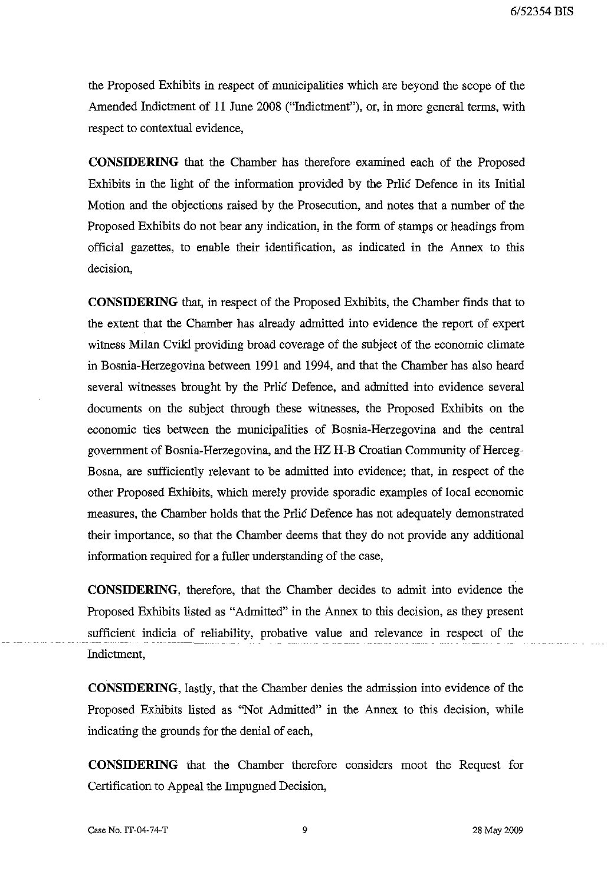the Proposed Exhibits in respect of municipalities which are beyond the scope of the Amended Indictment of 11 June 2008 ("Indictment"), or, in more general terms, with respect to contextual evidence,

**CONSIDERING** that the Chamber has therefore examined each of the Proposed Exhibits in the light of the information provided by the Prlić Defence in its Initial Motion and the objections raised by the Prosecution, and notes that a number of the Proposed Exhibits do not bear any indication, in the form of stamps or headings from official gazettes, to enable their identification, as indicated in the Annex to this decision,

**CONSIDERING** that, in respect of the Proposed Exhibits, the Chamber finds that to the extent that the Chamber has already admitted into evidence the report of expert witness Milan Cvikl providing broad coverage of the subject of the economic climate in Bosnia-Herzegovina between 1991 and 1994, and that the Chamber has also heard several witnesses brought by the Prlić Defence, and admitted into evidence several documents on the subject through these witnesses, the Proposed Exhibits on the economic ties between the municipalities of Bosnia-Herzegovina and the central government of Bosnia-Herzegovina, and the HZ H-B Croatian Community of Herceg-Bosna, are sufficiently relevant to be admitted into evidence; that, in respect of the other Proposed Exhibits, which merely provide sporadic examples of local economic measures, the Chamber holds that the Prlić Defence has not adequately demonstrated their importance, so that the Chamber deems that they do not provide any additional information required for a fuller understanding of the case,

**CONSIDERING**, therefore, that the Chamber decides to admit into evidence the Proposed Exhibits listed as "Admitted" in the Annex to this decision, as they present sufficient indicia of reliability, probative value and relevance in respect of the Indictment,

**CONSIDERING**, lastly, that the Chamber denies the admission into evidence of the Proposed Exhibits listed as "Not Admitted" in the Annex to this decision, while indicating the grounds for the denial of each,

**CONSIDERING** that the Chamber therefore considers moot the Request for Certification to Appeal the Impugned Decision,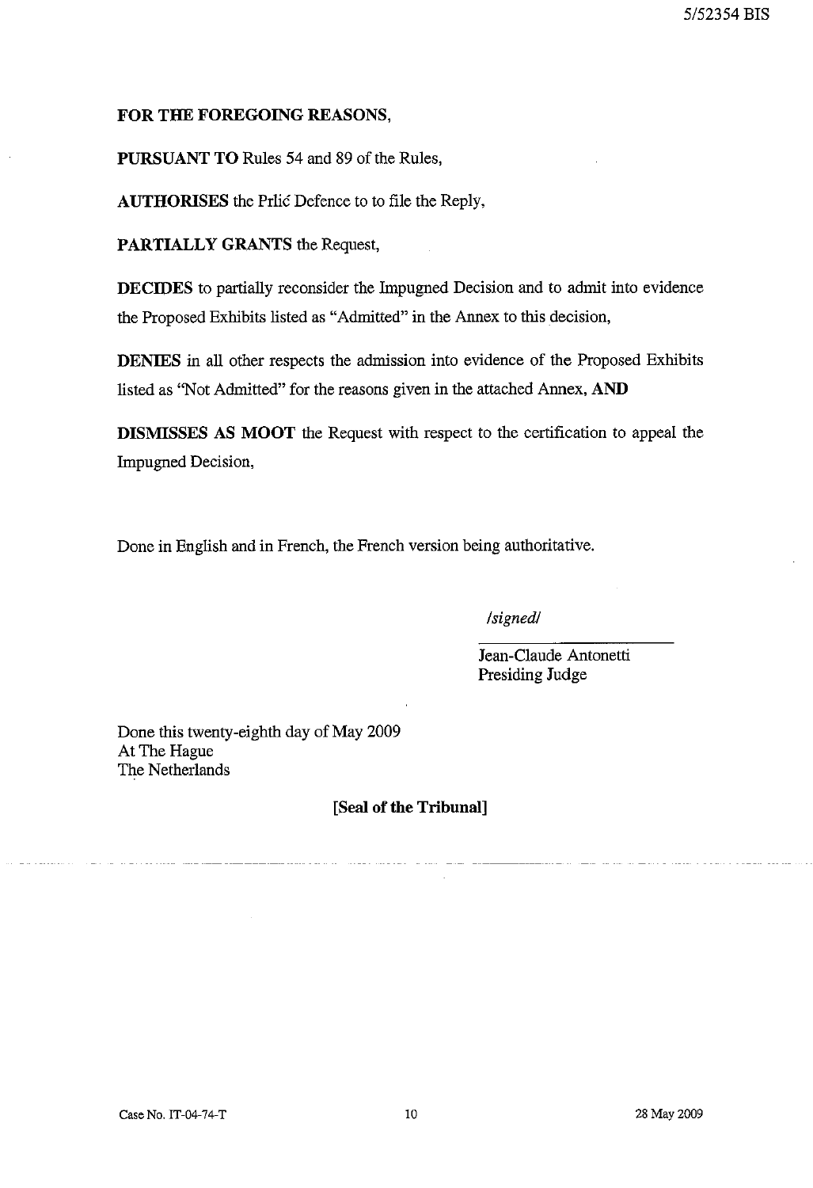**FOR THE FOREGOING REASONS,**

**PURSUANT TO** Rules 54 and 89 of the Rules,

**AUTHORISES** the Prlić Defence to to file the Reply,

**PARTIALLY GRANTS** the Request,

**DECIDES** to partially reconsider the Impugned Decision and to admit into evidence the Proposed Exhibits listed as "Admitted" in the Annex to this decision,

**DENIES** in all other respects the admission into evidence of the Proposed Exhibits listed as "Not Admitted" for the reasons given in the attached Annex, **AND**

**DISMISSES AS MOOT** the Request with respect to the certification to appeal the Impugned Decision,

Done in English and in French, the French version being authoritative.

*/signed/*

Jean-Claude Antonetti
Presiding Judge

Done this twenty-eighth day of May 2009
At The Hague
The Netherlands

**[Seal of the Tribunal]**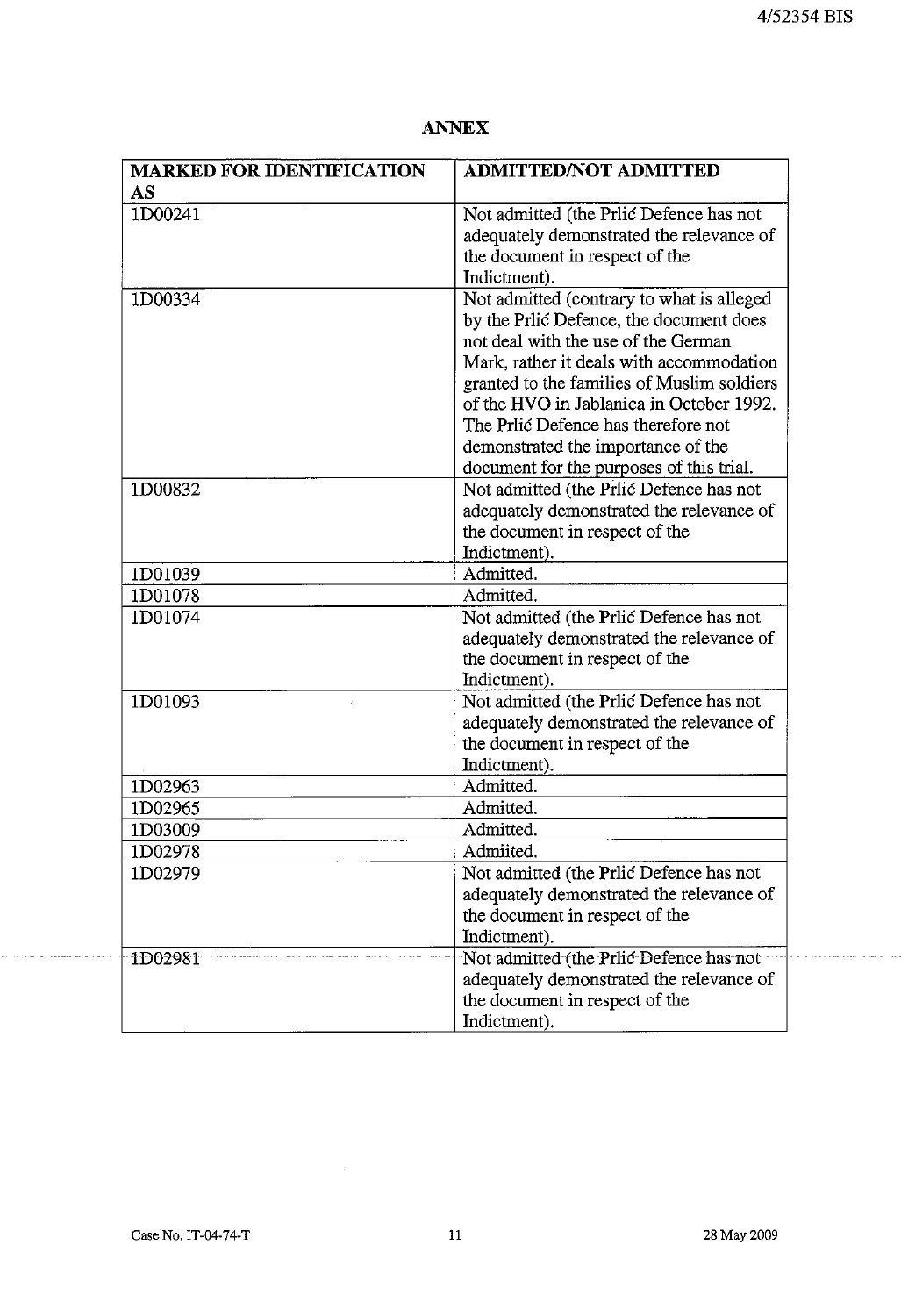## ANNEX

| MARKED FOR IDENTIFICATION AS | ADMITTED/NOT ADMITTED |
|---|---|
| 1D00241 | Not admitted (the Prlić Defence has not adequately demonstrated the relevance of the document in respect of the Indictment). |
| 1D00334 | Not admitted (contrary to what is alleged by the Prlić Defence, the document does not deal with the use of the German Mark, rather it deals with accommodation granted to the families of Muslim soldiers of the HVO in Jablanica in October 1992. The Prlić Defence has therefore not demonstrated the importance of the document for the purposes of this trial. |
| 1D00832 | Not admitted (the Prlić Defence has not adequately demonstrated the relevance of the document in respect of the Indictment). |
| 1D01039 | Admitted. |
| 1D01078 | Admitted. |
| 1D01074 | Not admitted (the Prlić Defence has not adequately demonstrated the relevance of the document in respect of the Indictment). |
| 1D01093 | Not admitted (the Prlić Defence has not adequately demonstrated the relevance of the document in respect of the Indictment). |
| 1D02963 | Admitted. |
| 1D02965 | Admitted. |
| 1D03009 | Admitted. |
| 1D02978 | Admiited. |
| 1D02979 | Not admitted (the Prlić Defence has not adequately demonstrated the relevance of the document in respect of the Indictment). |
| 1D02981 | Not admitted (the Prlić Defence has not adequately demonstrated the relevance of the document in respect of the Indictment). |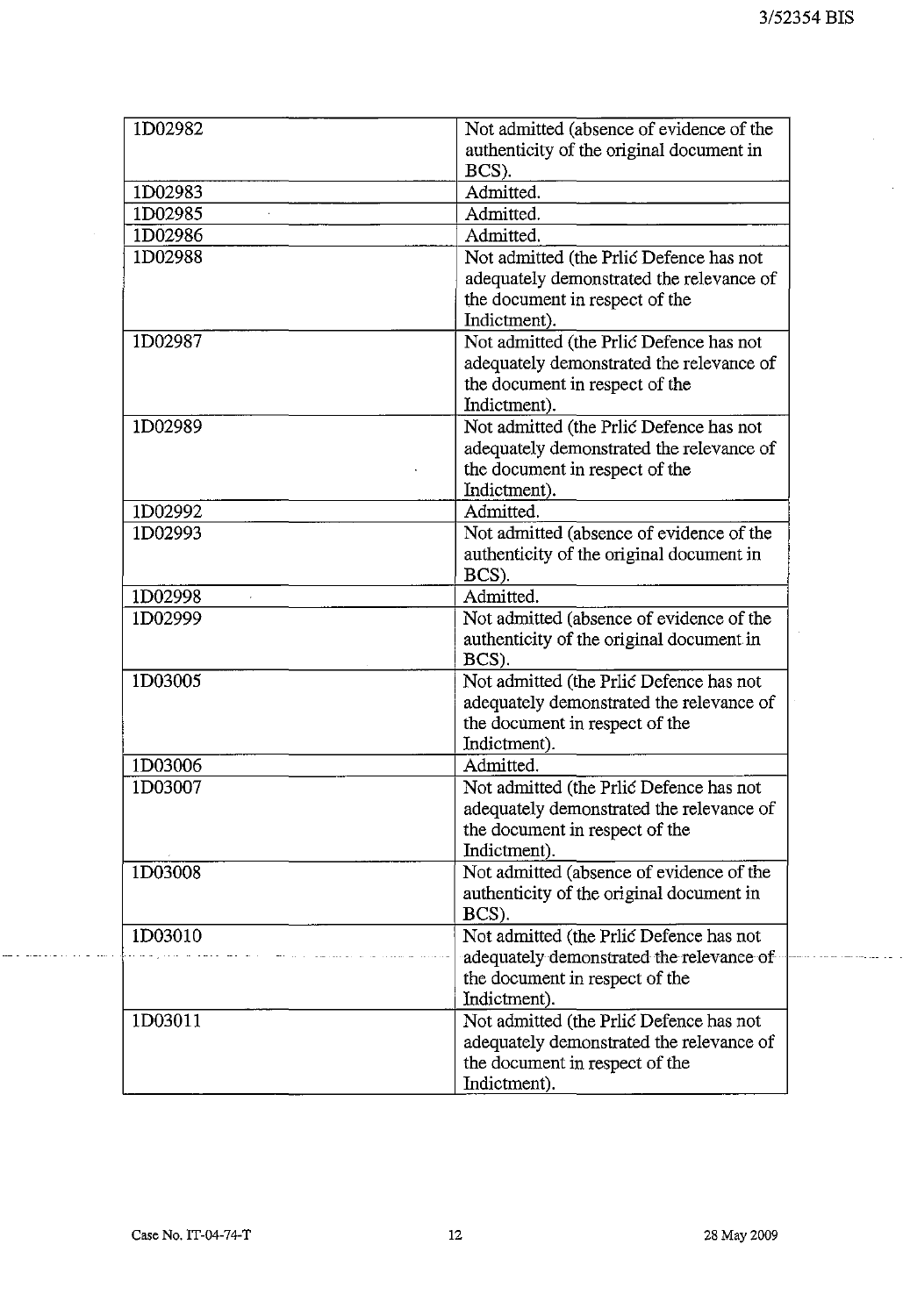| | |
|---|---|
| 1D02982 | Not admitted (absence of evidence of the authenticity of the original document in BCS). |
| 1D02983 | Admitted. |
| 1D02985 | Admitted. |
| 1D02986 | Admitted. |
| 1D02988 | Not admitted (the Prlić Defence has not adequately demonstrated the relevance of the document in respect of the Indictment). |
| 1D02987 | Not admitted (the Prlić Defence has not adequately demonstrated the relevance of the document in respect of the Indictment). |
| 1D02989 | Not admitted (the Prlić Defence has not adequately demonstrated the relevance of the document in respect of the Indictment). |
| 1D02992 | Admitted. |
| 1D02993 | Not admitted (absence of evidence of the authenticity of the original document in BCS). |
| 1D02998 | Admitted. |
| 1D02999 | Not admitted (absence of evidence of the authenticity of the original document in BCS). |
| 1D03005 | Not admitted (the Prlić Defence has not adequately demonstrated the relevance of the document in respect of the Indictment). |
| 1D03006 | Admitted. |
| 1D03007 | Not admitted (the Prlić Defence has not adequately demonstrated the relevance of the document in respect of the Indictment). |
| 1D03008 | Not admitted (absence of evidence of the authenticity of the original document in BCS). |
| 1D03010 | Not admitted (the Prlić Defence has not adequately demonstrated the relevance of the document in respect of the Indictment). |
| 1D03011 | Not admitted (the Prlić Defence has not adequately demonstrated the relevance of the document in respect of the Indictment). |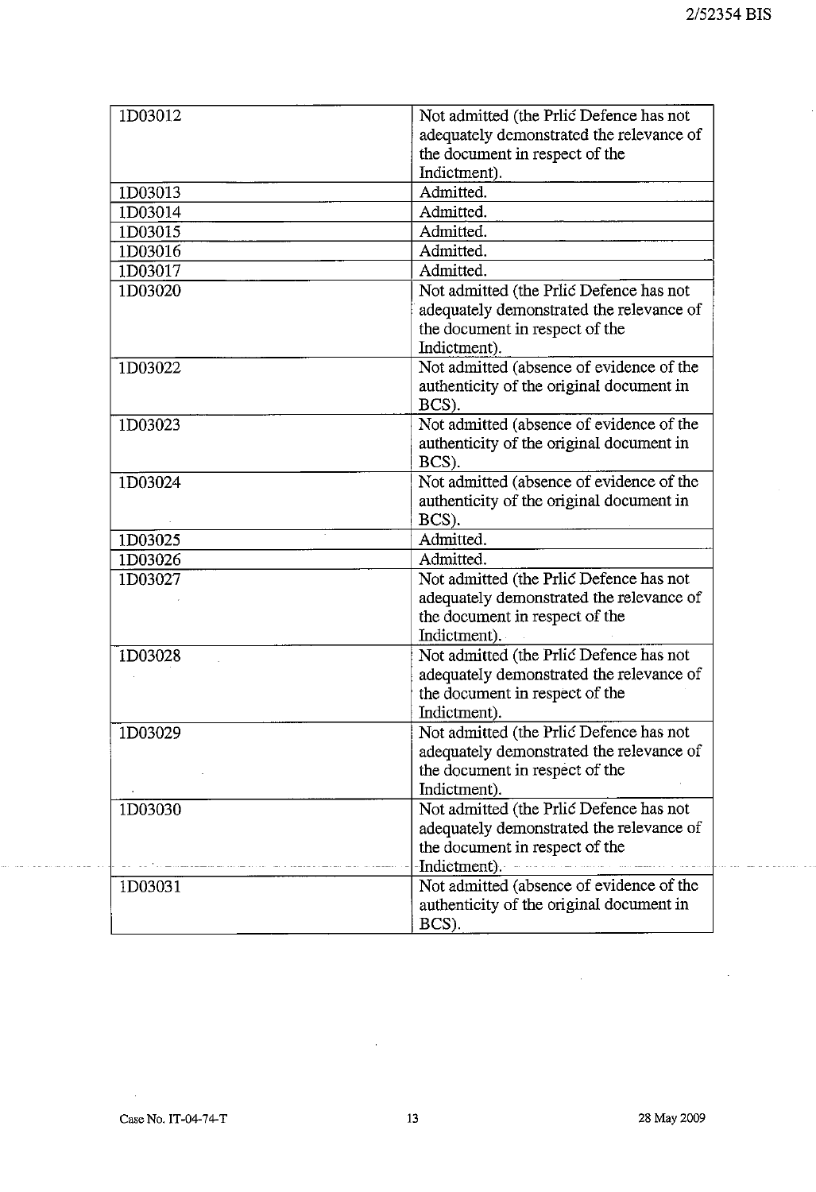| | |
|---|---|
| 1D03012 | Not admitted (the Prlić Defence has not adequately demonstrated the relevance of the document in respect of the Indictment). |
| 1D03013 | Admitted. |
| 1D03014 | Admitted. |
| 1D03015 | Admitted. |
| 1D03016 | Admitted. |
| 1D03017 | Admitted. |
| 1D03020 | Not admitted (the Prlić Defence has not adequately demonstrated the relevance of the document in respect of the Indictment). |
| 1D03022 | Not admitted (absence of evidence of the authenticity of the original document in BCS). |
| 1D03023 | Not admitted (absence of evidence of the authenticity of the original document in BCS). |
| 1D03024 | Not admitted (absence of evidence of the authenticity of the original document in BCS). |
| 1D03025 | Admitted. |
| 1D03026 | Admitted. |
| 1D03027 | Not admitted (the Prlić Defence has not adequately demonstrated the relevance of the document in respect of the Indictment). |
| 1D03028 | Not admitted (the Prlić Defence has not adequately demonstrated the relevance of the document in respect of the Indictment). |
| 1D03029 | Not admitted (the Prlić Defence has not adequately demonstrated the relevance of the document in respect of the Indictment). |
| 1D03030 | Not admitted (the Prlić Defence has not adequately demonstrated the relevance of the document in respect of the Indictment). |
| 1D03031 | Not admitted (absence of evidence of the authenticity of the original document in BCS). |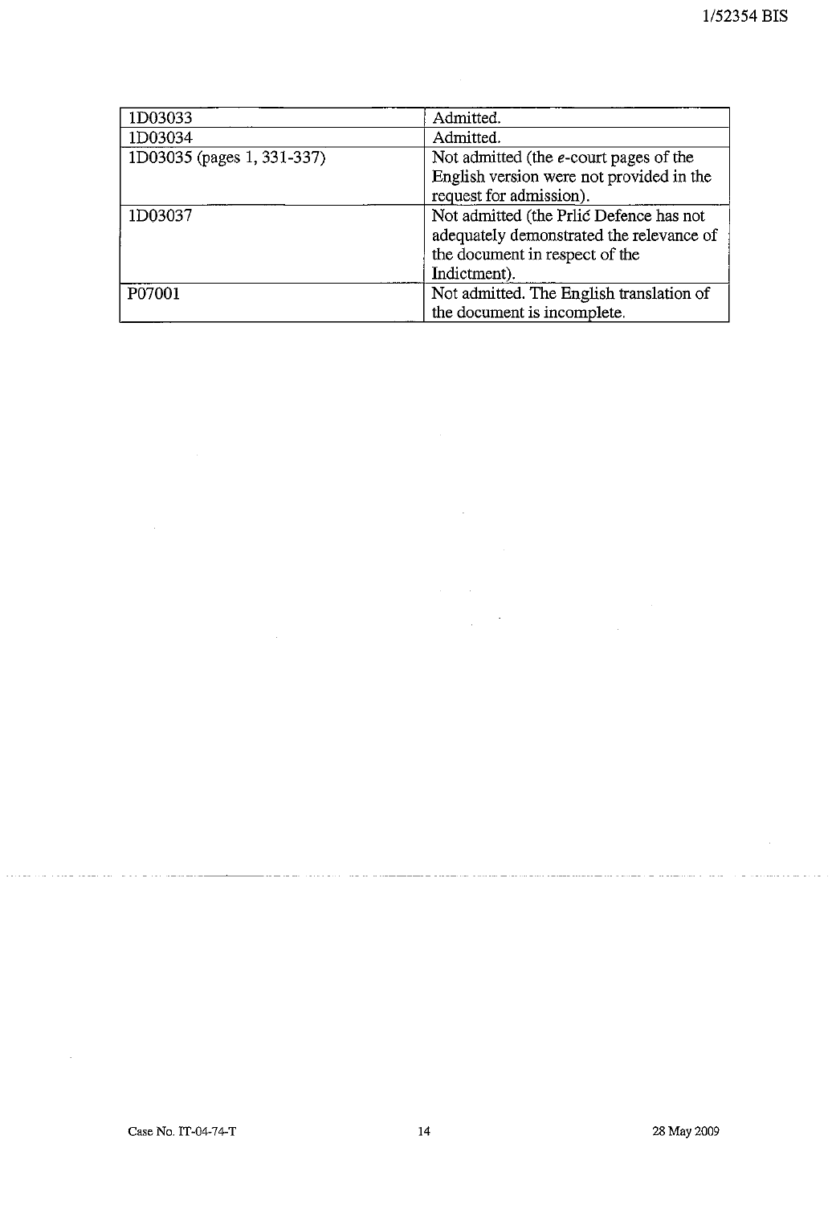| | |
|---|---|
| 1D03033 | Admitted. |
| 1D03034 | Admitted. |
| 1D03035 (pages 1, 331-337) | Not admitted (the *e*-court pages of the English version were not provided in the request for admission). |
| 1D03037 | Not admitted (the Prlić Defence has not adequately demonstrated the relevance of the document in respect of the Indictment). |
| P07001 | Not admitted. The English translation of the document is incomplete. |